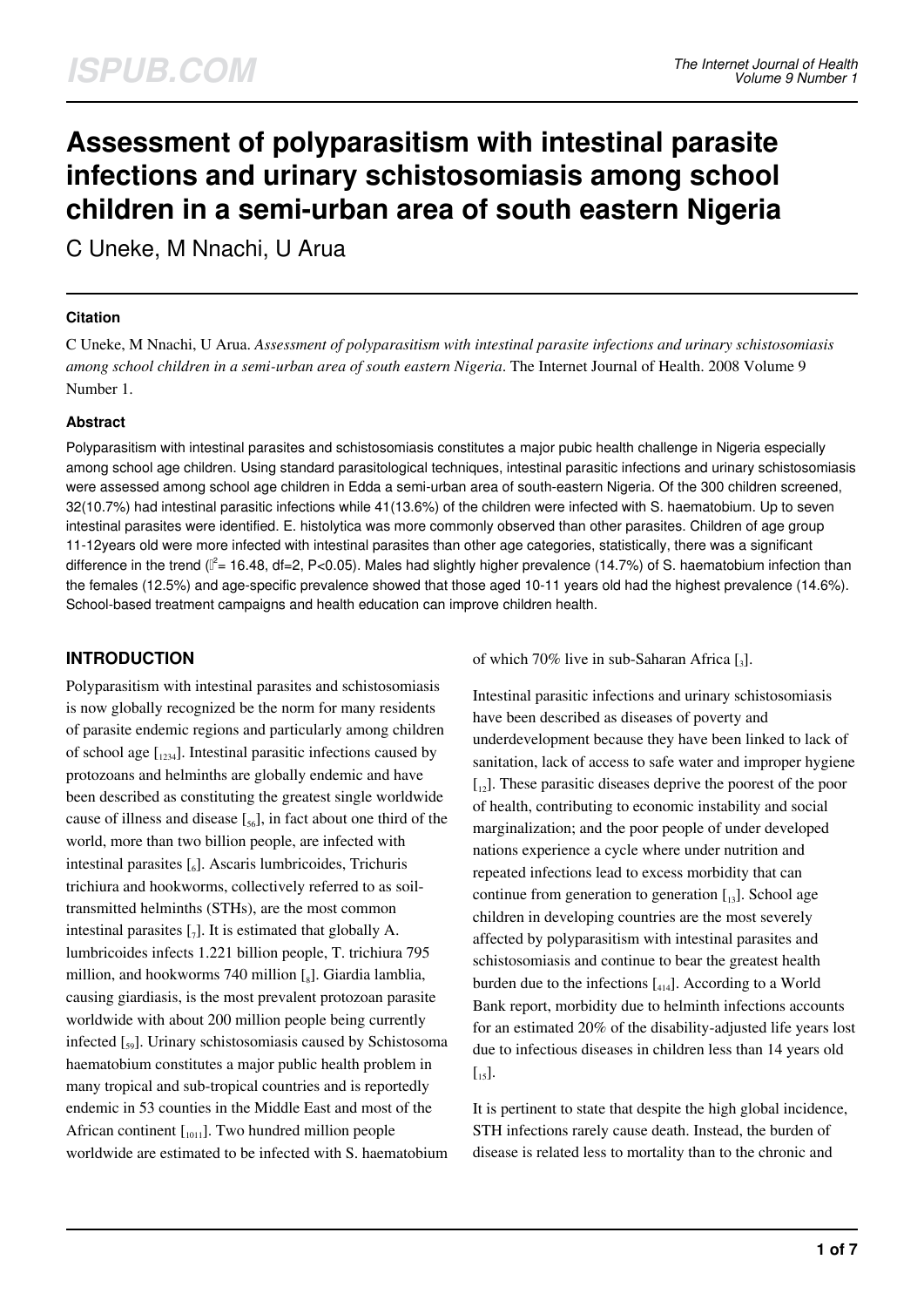# Assessment of polyparasitism with intestinal parasite infections and urinary schistosomiasis among school children in a semi-urban area of south eastern Nigeria

C Uneke, M Nnachi, U Arua

### Citation

C Uneke, M Nnachi, U Arua. *Assessment of polyparasitism with intestinal parasite infections and urinary schistosomiasis among school children in a semi-urban area of south eastern Nigeria*. The Internet Journal of Health. 2008 Volume 9 Number 1.

### Abstract

Polyparasitism with intestinal parasites and schistosomiasis constitutes a major pubic health challenge in Nigeria especially among school age children. Using standard parasitological techniques, intestinal parasitic infections and urinary schistosomiasis were assessed among school age children in Edda a semi-urban area of south-eastern Nigeria. Of the 300 children screened, 32(10.7%) had intestinal parasitic infections while 41(13.6%) of the children were infected with S. haematobium. Up to seven intestinal parasites were identified. E. histolytica was more commonly observed than other parasites. Children of age group 11-12years old were more infected with intestinal parasites than other age categories, statistically, there was a significant difference in the trend ($\chi^2$= 16.48, df=2, P<0.05). Males had slightly higher prevalence (14.7%) of S. haematobium infection than the females (12.5%) and age-specific prevalence showed that those aged 10-11 years old had the highest prevalence (14.6%). School-based treatment campaigns and health education can improve children health.

## INTRODUCTION

Polyparasitism with intestinal parasites and schistosomiasis is now globally recognized be the norm for many residents of parasite endemic regions and particularly among children of school age [1234]. Intestinal parasitic infections caused by protozoans and helminths are globally endemic and have been described as constituting the greatest single worldwide cause of illness and disease [56], in fact about one third of the world, more than two billion people, are infected with intestinal parasites [6]. Ascaris lumbricoides, Trichuris trichiura and hookworms, collectively referred to as soil-transmitted helminths (STHs), are the most common intestinal parasites [7]. It is estimated that globally A. lumbricoides infects 1.221 billion people, T. trichiura 795 million, and hookworms 740 million [8]. Giardia lamblia, causing giardiasis, is the most prevalent protozoan parasite worldwide with about 200 million people being currently infected [59]. Urinary schistosomiasis caused by Schistosoma haematobium constitutes a major public health problem in many tropical and sub-tropical countries and is reportedly endemic in 53 counties in the Middle East and most of the African continent [1011]. Two hundred million people worldwide are estimated to be infected with S. haematobium of which 70% live in sub-Saharan Africa [3].

Intestinal parasitic infections and urinary schistosomiasis have been described as diseases of poverty and underdevelopment because they have been linked to lack of sanitation, lack of access to safe water and improper hygiene [12]. These parasitic diseases deprive the poorest of the poor of health, contributing to economic instability and social marginalization; and the poor people of under developed nations experience a cycle where under nutrition and repeated infections lead to excess morbidity that can continue from generation to generation [13]. School age children in developing countries are the most severely affected by polyparasitism with intestinal parasites and schistosomiasis and continue to bear the greatest health burden due to the infections [414]. According to a World Bank report, morbidity due to helminth infections accounts for an estimated 20% of the disability-adjusted life years lost due to infectious diseases in children less than 14 years old [15].

It is pertinent to state that despite the high global incidence, STH infections rarely cause death. Instead, the burden of disease is related less to mortality than to the chronic and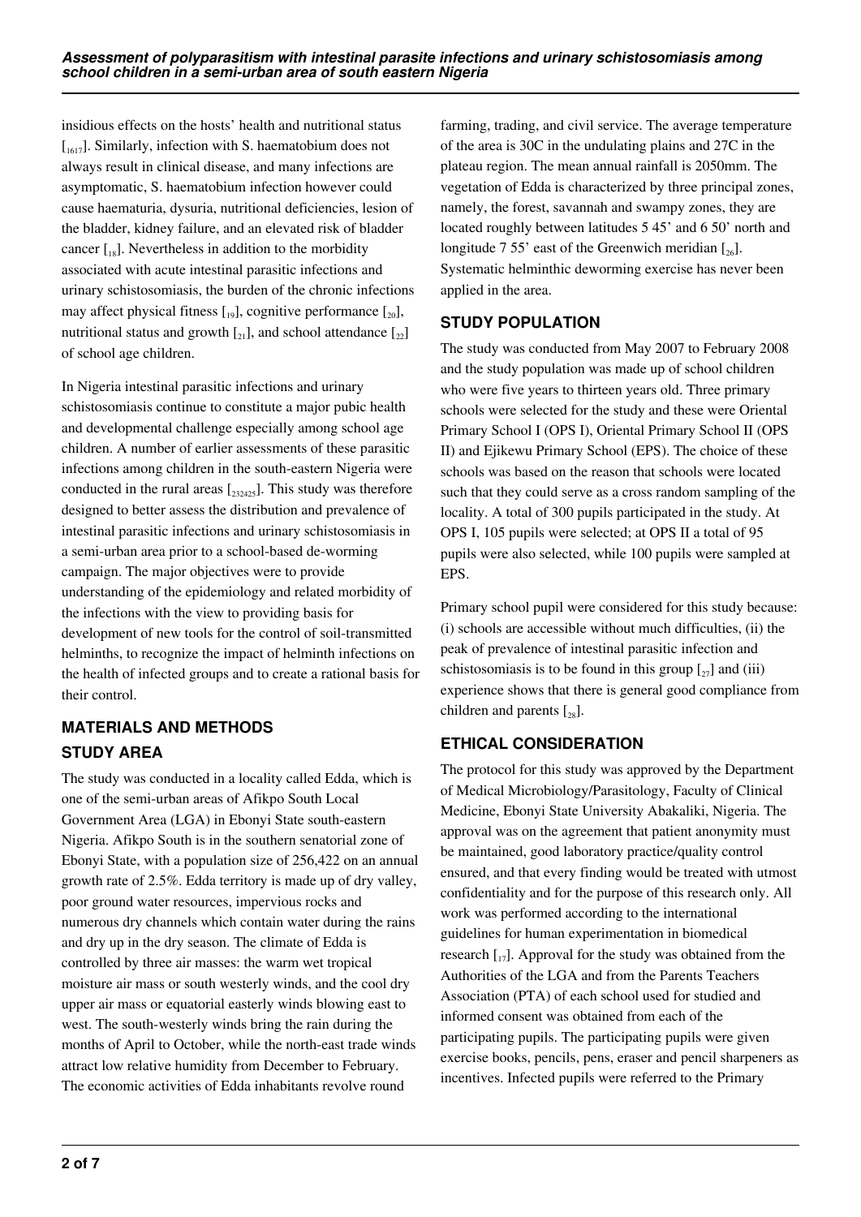insidious effects on the hosts' health and nutritional status [16,17]. Similarly, infection with S. haematobium does not always result in clinical disease, and many infections are asymptomatic, S. haematobium infection however could cause haematuria, dysuria, nutritional deficiencies, lesion of the bladder, kidney failure, and an elevated risk of bladder cancer [18]. Nevertheless in addition to the morbidity associated with acute intestinal parasitic infections and urinary schistosomiasis, the burden of the chronic infections may affect physical fitness [19], cognitive performance [20], nutritional status and growth [21], and school attendance [22] of school age children.

In Nigeria intestinal parasitic infections and urinary schistosomiasis continue to constitute a major pubic health and developmental challenge especially among school age children. A number of earlier assessments of these parasitic infections among children in the south-eastern Nigeria were conducted in the rural areas [23,24,25]. This study was therefore designed to better assess the distribution and prevalence of intestinal parasitic infections and urinary schistosomiasis in a semi-urban area prior to a school-based de-worming campaign. The major objectives were to provide understanding of the epidemiology and related morbidity of the infections with the view to providing basis for development of new tools for the control of soil-transmitted helminths, to recognize the impact of helminth infections on the health of infected groups and to create a rational basis for their control.

## MATERIALS AND METHODS

### STUDY AREA

The study was conducted in a locality called Edda, which is one of the semi-urban areas of Afikpo South Local Government Area (LGA) in Ebonyi State south-eastern Nigeria. Afikpo South is in the southern senatorial zone of Ebonyi State, with a population size of 256,422 on an annual growth rate of 2.5%. Edda territory is made up of dry valley, poor ground water resources, impervious rocks and numerous dry channels which contain water during the rains and dry up in the dry season. The climate of Edda is controlled by three air masses: the warm wet tropical moisture air mass or south westerly winds, and the cool dry upper air mass or equatorial easterly winds blowing east to west. The south-westerly winds bring the rain during the months of April to October, while the north-east trade winds attract low relative humidity from December to February. The economic activities of Edda inhabitants revolve round farming, trading, and civil service. The average temperature of the area is 30C in the undulating plains and 27C in the plateau region. The mean annual rainfall is 2050mm. The vegetation of Edda is characterized by three principal zones, namely, the forest, savannah and swampy zones, they are located roughly between latitudes 5 45' and 6 50' north and longitude 7 55' east of the Greenwich meridian [26]. Systematic helminthic deworming exercise has never been applied in the area.

### STUDY POPULATION

The study was conducted from May 2007 to February 2008 and the study population was made up of school children who were five years to thirteen years old. Three primary schools were selected for the study and these were Oriental Primary School I (OPS I), Oriental Primary School II (OPS II) and Ejikewu Primary School (EPS). The choice of these schools was based on the reason that schools were located such that they could serve as a cross random sampling of the locality. A total of 300 pupils participated in the study. At OPS I, 105 pupils were selected; at OPS II a total of 95 pupils were also selected, while 100 pupils were sampled at EPS.

Primary school pupil were considered for this study because: (i) schools are accessible without much difficulties, (ii) the peak of prevalence of intestinal parasitic infection and schistosomiasis is to be found in this group [27] and (iii) experience shows that there is general good compliance from children and parents [28].

### ETHICAL CONSIDERATION

The protocol for this study was approved by the Department of Medical Microbiology/Parasitology, Faculty of Clinical Medicine, Ebonyi State University Abakaliki, Nigeria. The approval was on the agreement that patient anonymity must be maintained, good laboratory practice/quality control ensured, and that every finding would be treated with utmost confidentiality and for the purpose of this research only. All work was performed according to the international guidelines for human experimentation in biomedical research [17]. Approval for the study was obtained from the Authorities of the LGA and from the Parents Teachers Association (PTA) of each school used for studied and informed consent was obtained from each of the participating pupils. The participating pupils were given exercise books, pencils, pens, eraser and pencil sharpeners as incentives. Infected pupils were referred to the Primary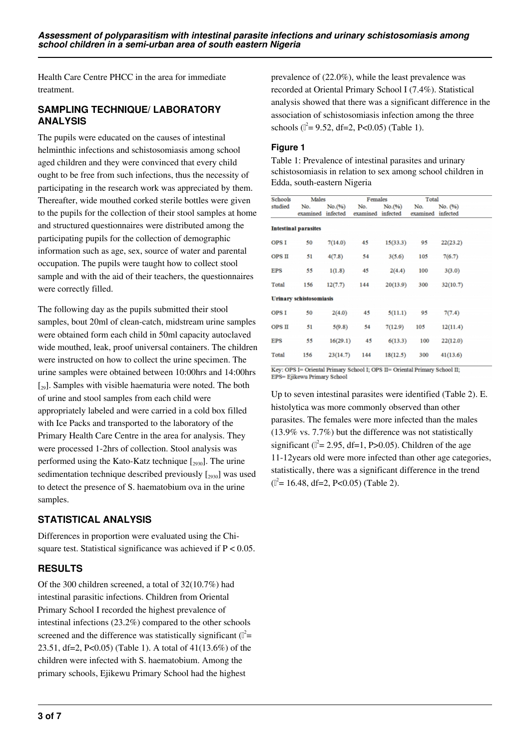Health Care Centre PHCC in the area for immediate treatment.

## SAMPLING TECHNIQUE/ LABORATORY ANALYSIS

The pupils were educated on the causes of intestinal helminthic infections and schistosomiasis among school aged children and they were convinced that every child ought to be free from such infections, thus the necessity of participating in the research work was appreciated by them. Thereafter, wide mouthed corked sterile bottles were given to the pupils for the collection of their stool samples at home and structured questionnaires were distributed among the participating pupils for the collection of demographic information such as age, sex, source of water and parental occupation. The pupils were taught how to collect stool sample and with the aid of their teachers, the questionnaires were correctly filled.

The following day as the pupils submitted their stool samples, bout 20ml of clean-catch, midstream urine samples were obtained form each child in 50ml capacity autoclaved wide mouthed, leak, proof universal containers. The children were instructed on how to collect the urine specimen. The urine samples were obtained between 10:00hrs and 14:00hrs [29]. Samples with visible haematuria were noted. The both of urine and stool samples from each child were appropriately labeled and were carried in a cold box filled with Ice Packs and transported to the laboratory of the Primary Health Care Centre in the area for analysis. They were processed 1-2hrs of collection. Stool analysis was performed using the Kato-Katz technique [2930]. The urine sedimentation technique described previously [2930] was used to detect the presence of S. haematobium ova in the urine samples.

## STATISTICAL ANALYSIS

Differences in proportion were evaluated using the Chi-square test. Statistical significance was achieved if $P < 0.05$.

## RESULTS

Of the 300 children screened, a total of 32(10.7%) had intestinal parasitic infections. Children from Oriental Primary School I recorded the highest prevalence of intestinal infections (23.2%) compared to the other schools screened and the difference was statistically significant ($\chi^2$= 23.51, df=2, P<0.05) (Table 1). A total of 41(13.6%) of the children were infected with S. haematobium. Among the primary schools, Ejikewu Primary School had the highest prevalence of (22.0%), while the least prevalence was recorded at Oriental Primary School I (7.4%). Statistical analysis showed that there was a significant difference in the association of schistosomiasis infection among the three schools ($\chi^2$= 9.52, df=2, P<0.05) (Table 1).

### Figure 1

Table 1: Prevalence of intestinal parasites and urinary schistosomiasis in relation to sex among school children in Edda, south-eastern Nigeria

| Schools studied | Males | | Females | | Total | |
|---|---|---|---|---|---|---|
| | No. examined | No.(%) infected | No. examined | No.(%) infected | No. examined | No. (%) infected |
| **Intestinal parasites** | | | | | | |
| OPS I | 50 | 7(14.0) | 45 | 15(33.3) | 95 | 22(23.2) |
| OPS II | 51 | 4(7.8) | 54 | 3(5.6) | 105 | 7(6.7) |
| EPS | 55 | 1(1.8) | 45 | 2(4.4) | 100 | 3(3.0) |
| Total | 156 | 12(7.7) | 144 | 20(13.9) | 300 | 32(10.7) |
| **Urinary schistosomiasis** | | | | | | |
| OPS I | 50 | 2(4.0) | 45 | 5(11.1) | 95 | 7(7.4) |
| OPS II | 51 | 5(9.8) | 54 | 7(12.9) | 105 | 12(11.4) |
| EPS | 55 | 16(29.1) | 45 | 6(13.3) | 100 | 22(12.0) |
| Total | 156 | 23(14.7) | 144 | 18(12.5) | 300 | 41(13.6) |

Key: OPS I= Oriental Primary School I; OPS II= Oriental Primary School II; EPS= Ejikewu Primary School

Up to seven intestinal parasites were identified (Table 2). E. histolytica was more commonly observed than other parasites. The females were more infected than the males (13.9% vs. 7.7%) but the difference was not statistically significant ($\chi^2$= 2.95, df=1, P>0.05). Children of the age 11-12years old were more infected than other age categories, statistically, there was a significant difference in the trend ($\chi^2$= 16.48, df=2, P<0.05) (Table 2).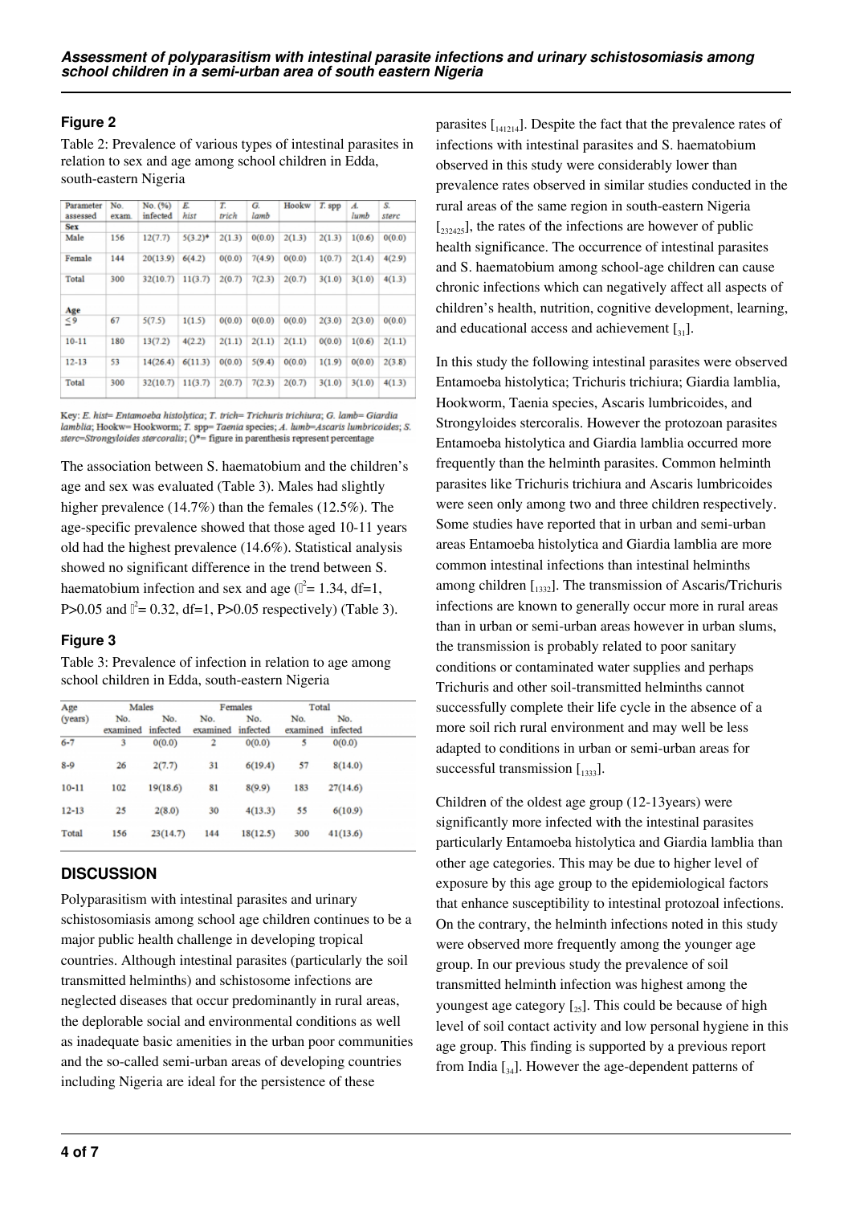### Figure 2

Table 2: Prevalence of various types of intestinal parasites in relation to sex and age among school children in Edda, south-eastern Nigeria

| Parameter assessed | No. exam. | No. (%) infected | E. hist | T. trich | G. lamb | Hookw | T. spp | A. lumb | S. sterc |
|---|---|---|---|---|---|---|---|---|---|
| **Sex** | | | | | | | | | |
| Male | 156 | 12(7.7) | 5(3.2)* | 2(1.3) | 0(0.0) | 2(1.3) | 2(1.3) | 1(0.6) | 0(0.0) |
| Female | 144 | 20(13.9) | 6(4.2) | 0(0.0) | 7(4.9) | 0(0.0) | 1(0.7) | 2(1.4) | 4(2.9) |
| Total | 300 | 32(10.7) | 11(3.7) | 2(0.7) | 7(2.3) | 2(0.7) | 3(1.0) | 3(1.0) | 4(1.3) |
| **Age** | | | | | | | | | |
| ≤9 | 67 | 5(7.5) | 1(1.5) | 0(0.0) | 0(0.0) | 0(0.0) | 2(3.0) | 2(3.0) | 0(0.0) |
| 10-11 | 180 | 13(7.2) | 4(2.2) | 2(1.1) | 2(1.1) | 2(1.1) | 0(0.0) | 1(0.6) | 2(1.1) |
| 12-13 | 53 | 14(26.4) | 6(11.3) | 0(0.0) | 5(9.4) | 0(0.0) | 1(1.9) | 0(0.0) | 2(3.8) |
| Total | 300 | 32(10.7) | 11(3.7) | 2(0.7) | 7(2.3) | 2(0.7) | 3(1.0) | 3(1.0) | 4(1.3) |

Key: E. hist= Entamoeba histolytica; T. trich= Trichuris trichiura; G. lamb= Giardia lamblia; Hookw= Hookworm; T. spp= Taenia species; A. lumb=Ascaris lumbricoides; S. sterc=Strongyloides stercoralis; ()*= figure in parenthesis represent percentage

The association between S. haematobium and the children's age and sex was evaluated (Table 3). Males had slightly higher prevalence (14.7%) than the females (12.5%). The age-specific prevalence showed that those aged 10-11 years old had the highest prevalence (14.6%). Statistical analysis showed no significant difference in the trend between S. haematobium infection and sex and age ($\chi^2$= 1.34, df=1, P>0.05 and $\chi^2$= 0.32, df=1, P>0.05 respectively) (Table 3).

### Figure 3

Table 3: Prevalence of infection in relation to age among school children in Edda, south-eastern Nigeria

| Age (years) | Males | | Females | | Total | |
|---|---|---|---|---|---|---|
| | No. examined | No. infected | No. examined | No. infected | No. examined | No. infected |
| 6-7 | 3 | 0(0.0) | 2 | 0(0.0) | 5 | 0(0.0) |
| 8-9 | 26 | 2(7.7) | 31 | 6(19.4) | 57 | 8(14.0) |
| 10-11 | 102 | 19(18.6) | 81 | 8(9.9) | 183 | 27(14.6) |
| 12-13 | 25 | 2(8.0) | 30 | 4(13.3) | 55 | 6(10.9) |
| Total | 156 | 23(14.7) | 144 | 18(12.5) | 300 | 41(13.6) |

## DISCUSSION

Polyparasitism with intestinal parasites and urinary schistosomiasis among school age children continues to be a major public health challenge in developing tropical countries. Although intestinal parasites (particularly the soil transmitted helminths) and schistosome infections are neglected diseases that occur predominantly in rural areas, the deplorable social and environmental conditions as well as inadequate basic amenities in the urban poor communities and the so-called semi-urban areas of developing countries including Nigeria are ideal for the persistence of these parasites [14,12,14]. Despite the fact that the prevalence rates of infections with intestinal parasites and S. haematobium observed in this study were considerably lower than prevalence rates observed in similar studies conducted in the rural areas of the same region in south-eastern Nigeria [23,24,25], the rates of the infections are however of public health significance. The occurrence of intestinal parasites and S. haematobium among school-age children can cause chronic infections which can negatively affect all aspects of children's health, nutrition, cognitive development, learning, and educational access and achievement [31].

In this study the following intestinal parasites were observed Entamoeba histolytica; Trichuris trichiura; Giardia lamblia, Hookworm, Taenia species, Ascaris lumbricoides, and Strongyloides stercoralis. However the protozoan parasites Entamoeba histolytica and Giardia lamblia occurred more frequently than the helminth parasites. Common helminth parasites like Trichuris trichiura and Ascaris lumbricoides were seen only among two and three children respectively. Some studies have reported that in urban and semi-urban areas Entamoeba histolytica and Giardia lamblia are more common intestinal infections than intestinal helminths among children [13,32]. The transmission of Ascaris/Trichuris infections are known to generally occur more in rural areas than in urban or semi-urban areas however in urban slums, the transmission is probably related to poor sanitary conditions or contaminated water supplies and perhaps Trichuris and other soil-transmitted helminths cannot successfully complete their life cycle in the absence of a more soil rich rural environment and may well be less adapted to conditions in urban or semi-urban areas for successful transmission [13,33].

Children of the oldest age group (12-13years) were significantly more infected with the intestinal parasites particularly Entamoeba histolytica and Giardia lamblia than other age categories. This may be due to higher level of exposure by this age group to the epidemiological factors that enhance susceptibility to intestinal protozoal infections. On the contrary, the helminth infections noted in this study were observed more frequently among the younger age group. In our previous study the prevalence of soil transmitted helminth infection was highest among the youngest age category [25]. This could be because of high level of soil contact activity and low personal hygiene in this age group. This finding is supported by a previous report from India [34]. However the age-dependent patterns of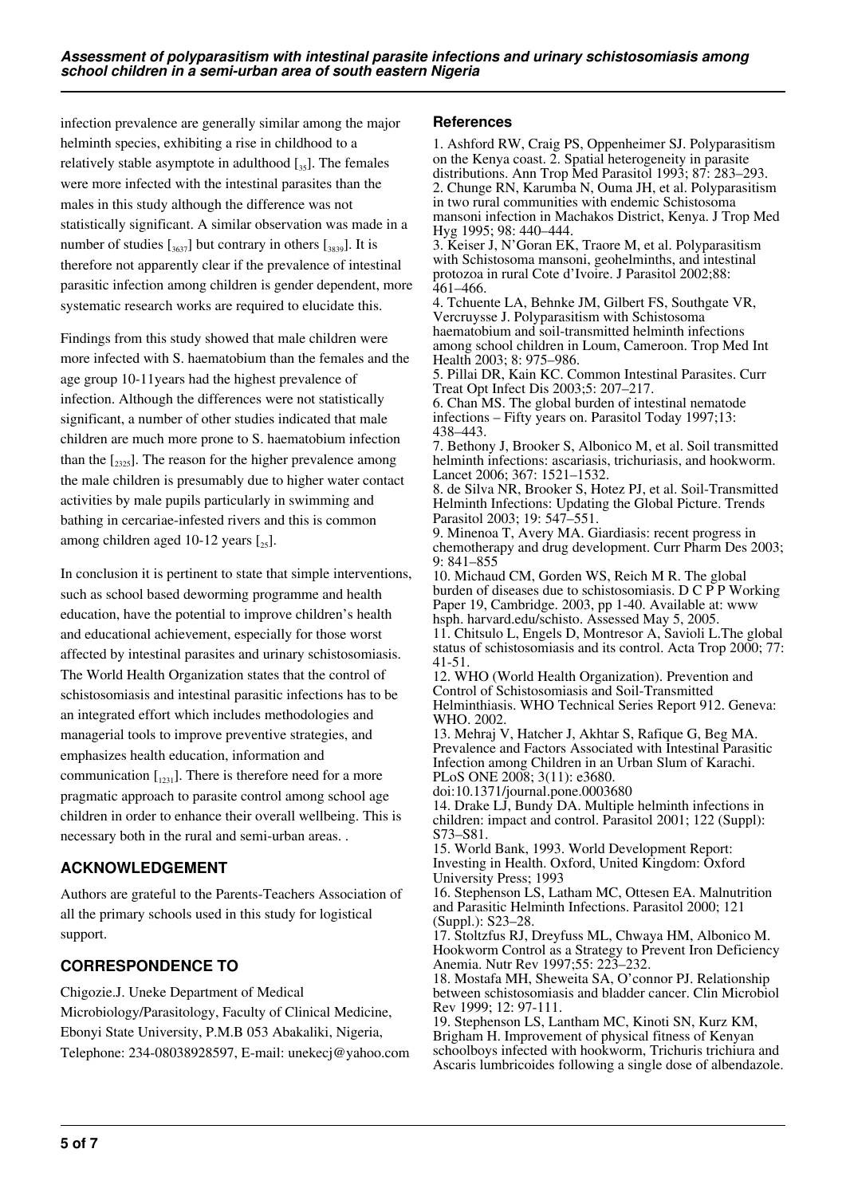infection prevalence are generally similar among the major helminth species, exhibiting a rise in childhood to a relatively stable asymptote in adulthood [35]. The females were more infected with the intestinal parasites than the males in this study although the difference was not statistically significant. A similar observation was made in a number of studies [36,37] but contrary in others [38,39]. It is therefore not apparently clear if the prevalence of intestinal parasitic infection among children is gender dependent, more systematic research works are required to elucidate this.

Findings from this study showed that male children were more infected with S. haematobium than the females and the age group 10-11years had the highest prevalence of infection. Although the differences were not statistically significant, a number of other studies indicated that male children are much more prone to S. haematobium infection than the [23,25]. The reason for the higher prevalence among the male children is presumably due to higher water contact activities by male pupils particularly in swimming and bathing in cercariae-infested rivers and this is common among children aged 10-12 years [25].

In conclusion it is pertinent to state that simple interventions, such as school based deworming programme and health education, have the potential to improve children's health and educational achievement, especially for those worst affected by intestinal parasites and urinary schistosomiasis. The World Health Organization states that the control of schistosomiasis and intestinal parasitic infections has to be an integrated effort which includes methodologies and managerial tools to improve preventive strategies, and emphasizes health education, information and communication [12,31]. There is therefore need for a more pragmatic approach to parasite control among school age children in order to enhance their overall wellbeing. This is necessary both in the rural and semi-urban areas. .

## ACKNOWLEDGEMENT

Authors are grateful to the Parents-Teachers Association of all the primary schools used in this study for logistical support.

## CORRESPONDENCE TO

Chigozie.J. Uneke Department of Medical Microbiology/Parasitology, Faculty of Clinical Medicine, Ebonyi State University, P.M.B 053 Abakaliki, Nigeria, Telephone: 234-08038928597, E-mail: unekecj@yahoo.com

## References

1. Ashford RW, Craig PS, Oppenheimer SJ. Polyparasitism on the Kenya coast. 2. Spatial heterogeneity in parasite distributions. Ann Trop Med Parasitol 1993; 87: 283–293.
2. Chunge RN, Karumba N, Ouma JH, et al. Polyparasitism in two rural communities with endemic Schistosoma mansoni infection in Machakos District, Kenya. J Trop Med Hyg 1995; 98: 440–444.
3. Keiser J, N'Goran EK, Traore M, et al. Polyparasitism with Schistosoma mansoni, geohelminths, and intestinal protozoa in rural Cote d'Ivoire. J Parasitol 2002;88: 461–466.
4. Tchuente LA, Behnke JM, Gilbert FS, Southgate VR, Vercruysse J. Polyparasitism with Schistosoma haematobium and soil-transmitted helminth infections among school children in Loum, Cameroon. Trop Med Int Health 2003; 8: 975–986.
5. Pillai DR, Kain KC. Common Intestinal Parasites. Curr Treat Opt Infect Dis 2003;5: 207–217.
6. Chan MS. The global burden of intestinal nematode infections – Fifty years on. Parasitol Today 1997;13: 438–443.
7. Bethony J, Brooker S, Albonico M, et al. Soil transmitted helminth infections: ascariasis, trichuriasis, and hookworm. Lancet 2006; 367: 1521–1532.
8. de Silva NR, Brooker S, Hotez PJ, et al. Soil-Transmitted Helminth Infections: Updating the Global Picture. Trends Parasitol 2003; 19: 547–551.
9. Minenoa T, Avery MA. Giardiasis: recent progress in chemotherapy and drug development. Curr Pharm Des 2003; 9: 841–855
10. Michaud CM, Gorden WS, Reich M R. The global burden of diseases due to schistosomiasis. D C P P Working Paper 19, Cambridge. 2003, pp 1-40. Available at: www hsph. harvard.edu/schisto. Assessed May 5, 2005.
11. Chitsulo L, Engels D, Montresor A, Savioli L.The global status of schistosomiasis and its control. Acta Trop 2000; 77: 41-51.
12. WHO (World Health Organization). Prevention and Control of Schistosomiasis and Soil-Transmitted Helminthiasis. WHO Technical Series Report 912. Geneva: WHO. 2002.
13. Mehraj V, Hatcher J, Akhtar S, Rafique G, Beg MA. Prevalence and Factors Associated with Intestinal Parasitic Infection among Children in an Urban Slum of Karachi. PLoS ONE 2008; 3(11): e3680. doi:10.1371/journal.pone.0003680
14. Drake LJ, Bundy DA. Multiple helminth infections in children: impact and control. Parasitol 2001; 122 (Suppl): S73–S81.
15. World Bank, 1993. World Development Report: Investing in Health. Oxford, United Kingdom: Oxford University Press; 1993
16. Stephenson LS, Latham MC, Ottesen EA. Malnutrition and Parasitic Helminth Infections. Parasitol 2000; 121 (Suppl.): S23–28.
17. Stoltzfus RJ, Dreyfuss ML, Chwaya HM, Albonico M. Hookworm Control as a Strategy to Prevent Iron Deficiency Anemia. Nutr Rev 1997;55: 223–232.
18. Mostafa MH, Sheweita SA, O'connor PJ. Relationship between schistosomiasis and bladder cancer. Clin Microbiol Rev 1999; 12: 97-111.
19. Stephenson LS, Lantham MC, Kinoti SN, Kurz KM, Brigham H. Improvement of physical fitness of Kenyan schoolboys infected with hookworm, Trichuris trichiura and Ascaris lumbricoides following a single dose of albendazole.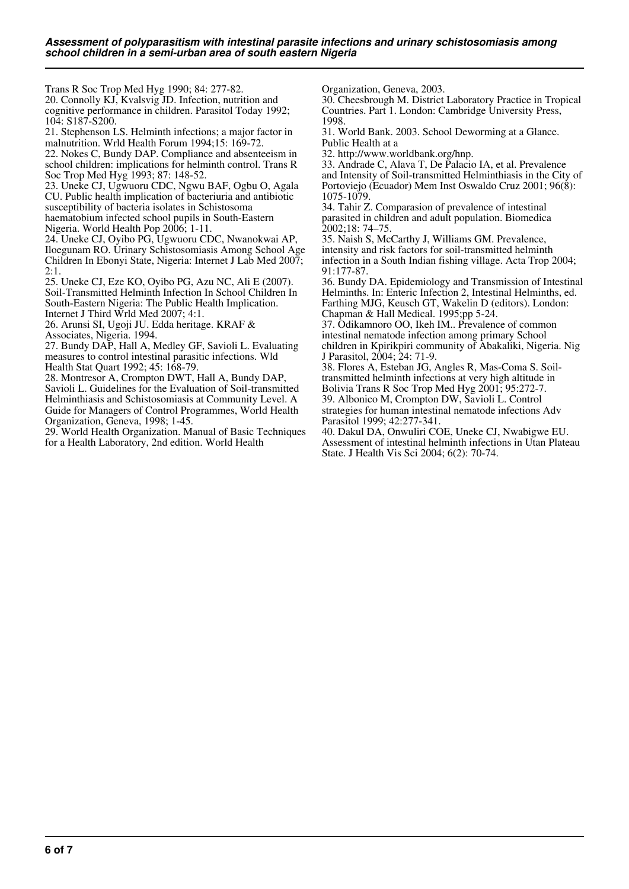Trans R Soc Trop Med Hyg 1990; 84: 277-82.

20. Connolly KJ, Kvalsvig JD. Infection, nutrition and cognitive performance in children. Parasitol Today 1992; 104: S187-S200.

21. Stephenson LS. Helminth infections; a major factor in malnutrition. Wrld Health Forum 1994;15: 169-72.

22. Nokes C, Bundy DAP. Compliance and absenteeism in school children: implications for helminth control. Trans R Soc Trop Med Hyg 1993; 87: 148-52.

23. Uneke CJ, Ugwuoru CDC, Ngwu BAF, Ogbu O, Agala CU. Public health implication of bacteriuria and antibiotic susceptibility of bacteria isolates in Schistosoma haematobium infected school pupils in South-Eastern Nigeria. World Health Pop 2006; 1-11.

24. Uneke CJ, Oyibo PG, Ugwuoru CDC, Nwanokwai AP, Iloegunam RO. Urinary Schistosomiasis Among School Age Children In Ebonyi State, Nigeria: Internet J Lab Med 2007; 2:1.

25. Uneke CJ, Eze KO, Oyibo PG, Azu NC, Ali E (2007). Soil-Transmitted Helminth Infection In School Children In South-Eastern Nigeria: The Public Health Implication. Internet J Third Wrld Med 2007; 4:1.

26. Arunsi SI, Ugoji JU. Edda heritage. KRAF & Associates, Nigeria. 1994.

27. Bundy DAP, Hall A, Medley GF, Savioli L. Evaluating measures to control intestinal parasitic infections. Wld Health Stat Quart 1992; 45: 168-79.

28. Montresor A, Crompton DWT, Hall A, Bundy DAP, Savioli L. Guidelines for the Evaluation of Soil-transmitted Helminthiasis and Schistosomiasis at Community Level. A Guide for Managers of Control Programmes, World Health Organization, Geneva, 1998; 1-45.

29. World Health Organization. Manual of Basic Techniques for a Health Laboratory, 2nd edition. World Health Organization, Geneva, 2003.

30. Cheesbrough M. District Laboratory Practice in Tropical Countries. Part 1. London: Cambridge University Press, 1998.

31. World Bank. 2003. School Deworming at a Glance. Public Health at a

32. http://www.worldbank.org/hnp.

33. Andrade C, Alava T, De Palacio IA, et al. Prevalence and Intensity of Soil-transmitted Helminthiasis in the City of Portoviejo (Ecuador) Mem Inst Oswaldo Cruz 2001; 96(8): 1075-1079.

34. Tahir Z. Comparasion of prevalence of intestinal parasited in children and adult population. Biomedica 2002;18: 74–75.

35. Naish S, McCarthy J, Williams GM. Prevalence, intensity and risk factors for soil-transmitted helminth infection in a South Indian fishing village. Acta Trop 2004; 91:177-87.

36. Bundy DA. Epidemiology and Transmission of Intestinal Helminths. In: Enteric Infection 2, Intestinal Helminths, ed. Farthing MJG, Keusch GT, Wakelin D (editors). London: Chapman & Hall Medical. 1995;pp 5-24.

37. Odikamnoro OO, Ikeh IM.. Prevalence of common intestinal nematode infection among primary School children in Kpirikpiri community of Abakaliki, Nigeria. Nig J Parasitol, 2004; 24: 71-9.

38. Flores A, Esteban JG, Angles R, Mas-Coma S. Soil-transmitted helminth infections at very high altitude in Bolivia Trans R Soc Trop Med Hyg 2001; 95:272-7.

39. Albonico M, Crompton DW, Savioli L. Control strategies for human intestinal nematode infections Adv Parasitol 1999; 42:277-341.

40. Dakul DA, Onwuliri COE, Uneke CJ, Nwabigwe EU. Assessment of intestinal helminth infections in Utan Plateau State. J Health Vis Sci 2004; 6(2): 70-74.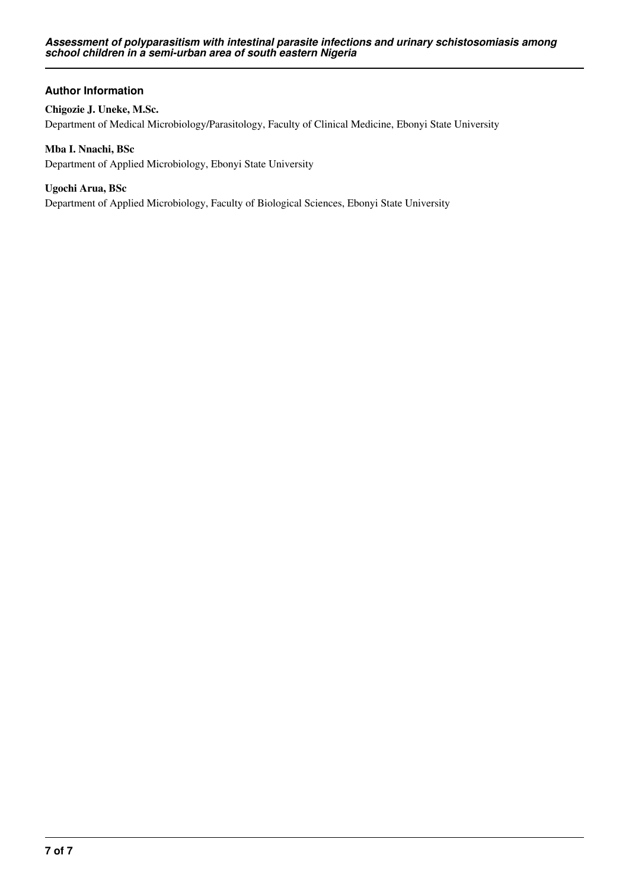## Author Information

**Chigozie J. Uneke, M.Sc.**
Department of Medical Microbiology/Parasitology, Faculty of Clinical Medicine, Ebonyi State University

**Mba I. Nnachi, BSc**
Department of Applied Microbiology, Ebonyi State University

**Ugochi Arua, BSc**
Department of Applied Microbiology, Faculty of Biological Sciences, Ebonyi State University